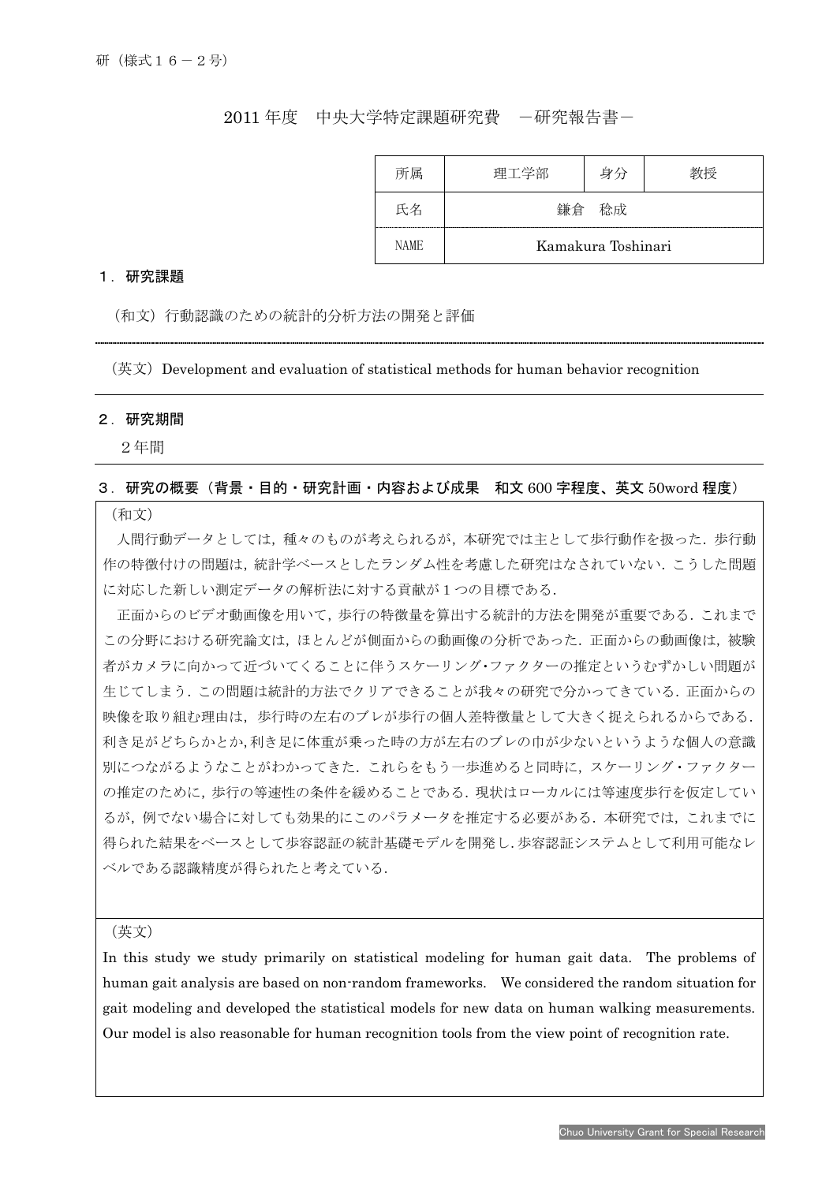研（様式１６－２号）

# 2011 年度　中央大学特定課題研究費　－研究報告書－

| 所属 | 理工学部 | 身分 | 教授 |
|---|---|---|---|
| 氏名 | 鎌倉　稔成 | | |
| NAME | Kamakura Toshinari | | |

## １．研究課題

（和文）行動認識のための統計的分析方法の開発と評価

（英文）Development and evaluation of statistical methods for human behavior recognition

## ２．研究期間

２年間

## ３．研究の概要（背景・目的・研究計画・内容および成果　和文 600 字程度、英文 50word 程度）

（和文）

人間行動データとしては，種々のものが考えられるが，本研究では主として歩行動作を扱った．歩行動作の特徴付けの問題は，統計学ベースとしたランダム性を考慮した研究はなされていない．こうした問題に対応した新しい測定データの解析法に対する貢献が１つの目標である．

正面からのビデオ動画像を用いて，歩行の特徴量を算出する統計的方法を開発が重要である．これまでこの分野における研究論文は，ほとんどが側面からの動画像の分析であった．正面からの動画像は，被験者がカメラに向かって近づいてくることに伴うスケーリング･ファクターの推定というむずかしい問題が生じてしまう．この問題は統計的方法でクリアできることが我々の研究で分かってきている．正面からの映像を取り組む理由は，歩行時の左右のブレが歩行の個人差特徴量として大きく捉えられるからである．利き足がどちらかとか,利き足に体重が乗った時の方が左右のブレの巾が少ないというような個人の意識別につながるようなことがわかってきた．これらをもう一歩進めると同時に，スケーリング・ファクターの推定のために，歩行の等速性の条件を緩めることである．現状はローカルには等速度歩行を仮定しているが，例でない場合に対しても効果的にこのパラメータを推定する必要がある．本研究では，これまでに得られた結果をベースとして歩容認証の統計基礎モデルを開発し．歩容認証システムとして利用可能なレベルである認識精度が得られたと考えている．

（英文）

In this study we study primarily on statistical modeling for human gait data. The problems of human gait analysis are based on non-random frameworks. We considered the random situation for gait modeling and developed the statistical models for new data on human walking measurements. Our model is also reasonable for human recognition tools from the view point of recognition rate.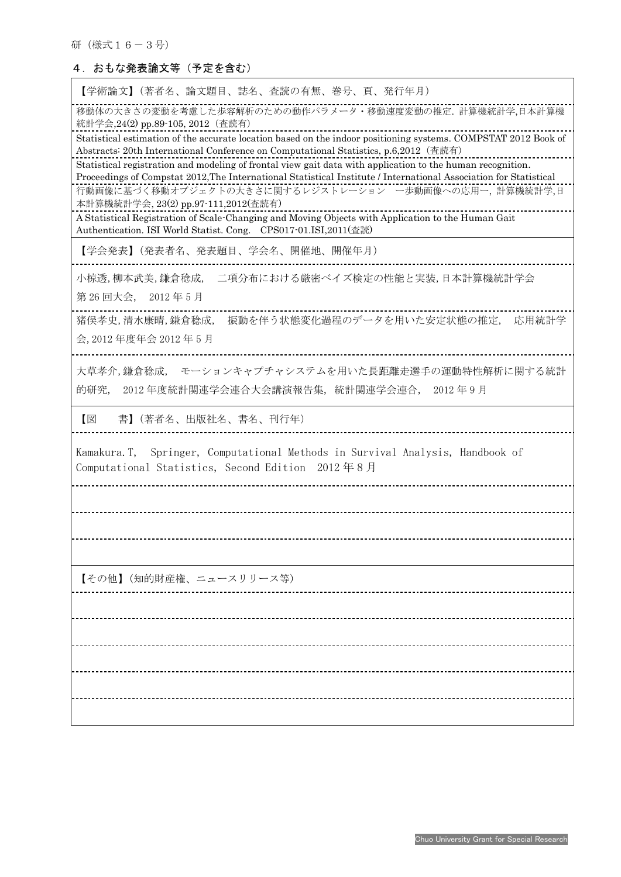研（様式１６－３号）

## ４．おもな発表論文等（予定を含む）

【学術論文】（著者名、論文題目、誌名、査読の有無、巻号、頁、発行年月）

移動体の大きさの変動を考慮した歩容解析のための動作パラメータ・移動速度変動の推定. 計算機統計学,日本計算機統計学会,24(2) pp.89-105, 2012（査読有）

Statistical estimation of the accurate location based on the indoor positioning systems. COMPSTAT 2012 Book of Abstracts: 20th International Conference on Computational Statistics, p.6,2012（査読有）

Statistical registration and modeling of frontal view gait data with application to the human recognition. Proceedings of Compstat 2012,The International Statistical Institute / International Association for Statistical

行動画像に基づく移動オブジェクトの大きさに関するレジストレーション　―歩動画像への応用―, 計算機統計学,日本計算機統計学会, 23(2) pp.97-111,2012(査読有)

A Statistical Registration of Scale-Changing and Moving Objects with Application to the Human Gait Authentication. ISI World Statist. Cong.　CPS017-01.ISI,2011(査読)

【学会発表】（発表者名、発表題目、学会名、開催地、開催年月）

小椋透,柳本武美,鎌倉稔成,　二項分布における厳密ベイズ検定の性能と実装,日本計算機統計学会第26回大会,　2012年5月

猪俣孝史,清水康晴,鎌倉稔成,　振動を伴う状態変化過程のデータを用いた安定状態の推定,　応用統計学会,2012年度年会2012年5月

大草孝介,鎌倉稔成,　モーションキャプチャシステムを用いた長距離走選手の運動特性解析に関する統計的研究,　2012年度統計関連学会連合大会講演報告集,統計関連学会連合,　2012年9月

【図　　書】（著者名、出版社名、書名、刊行年）

Kamakura.T,　Springer, Computational Methods in Survival Analysis, Handbook of Computational Statistics, Second Edition　2012年8月

【その他】（知的財産権、ニュースリリース等）